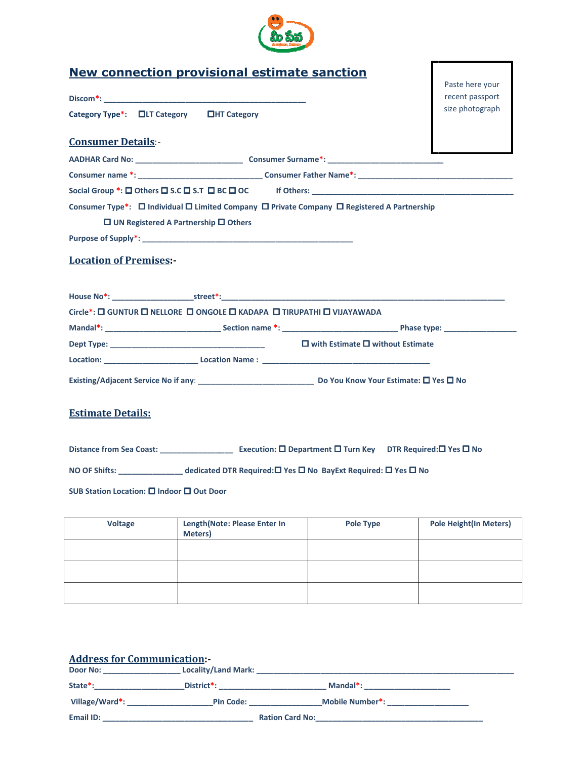# New connection provisional estimate sanction

Paste here your recent passport size photograph

**Discom*:** ________________________________________________

**Category Type*:** ☐ LT Category ☐ HT Category

## Consumer Details:-

**AADHAR Card No:** _________________________ **Consumer Surname*:** ___________________________

**Consumer name *:** _____________________________ **Consumer Father Name*:** ____________________________________

**Social Group *:** ☐ Others ☐ S.C ☐ S.T ☐ BC ☐ OC **If Others:** _________________________________________________

**Consumer Type*:** ☐ Individual ☐ Limited Company ☐ Private Company ☐ Registered A Partnership ☐ UN Registered A Partnership ☐ Others

**Purpose of Supply*:** _________________________________________________

## Location of Premises:-

**House No*:** ___________________ **street*:** ___________________________________________________________________

**Circle*:** ☐ GUNTUR ☐ NELLORE ☐ ONGOLE ☐ KADAPA ☐ TIRUPATHI ☐ VIJAYAWADA

**Mandal*:** ___________________________ **Section name *:** ___________________________ **Phase type:** _________________

**Dept Type:** ____________________________________ ☐ with Estimate ☐ without Estimate

**Location:** ______________________ **Location Name :** _______________________________________

**Existing/Adjacent Service No if any:** ___________________________ **Do You Know Your Estimate:** ☐ Yes ☐ No

## Estimate Details:

**Distance from Sea Coast:** _________________ **Execution:** ☐ Department ☐ Turn Key **DTR Required:** ☐ Yes ☐ No

**NO OF Shifts:** _______________ **dedicated DTR Required:** ☐ Yes ☐ No **BayExt Required:** ☐ Yes ☐ No

**SUB Station Location:** ☐ Indoor ☐ Out Door

| Voltage | Length(Note: Please Enter In Meters) | Pole Type | Pole Height(In Meters) |
|---|---|---|---|
| | | | |
| | | | |
| | | | |

## Address for Communication:-

**Door No:** _________________ **Locality/Land Mark:** _____________________________________________________________

**State*:** _____________________ **District*:** _________________________ **Mandal*:** ____________________

**Village/Ward*:** ____________________ **Pin Code:** _________________ **Mobile Number*:** ___________________

**Email ID:** ___________________________________ **Ration Card No:** ________________________________________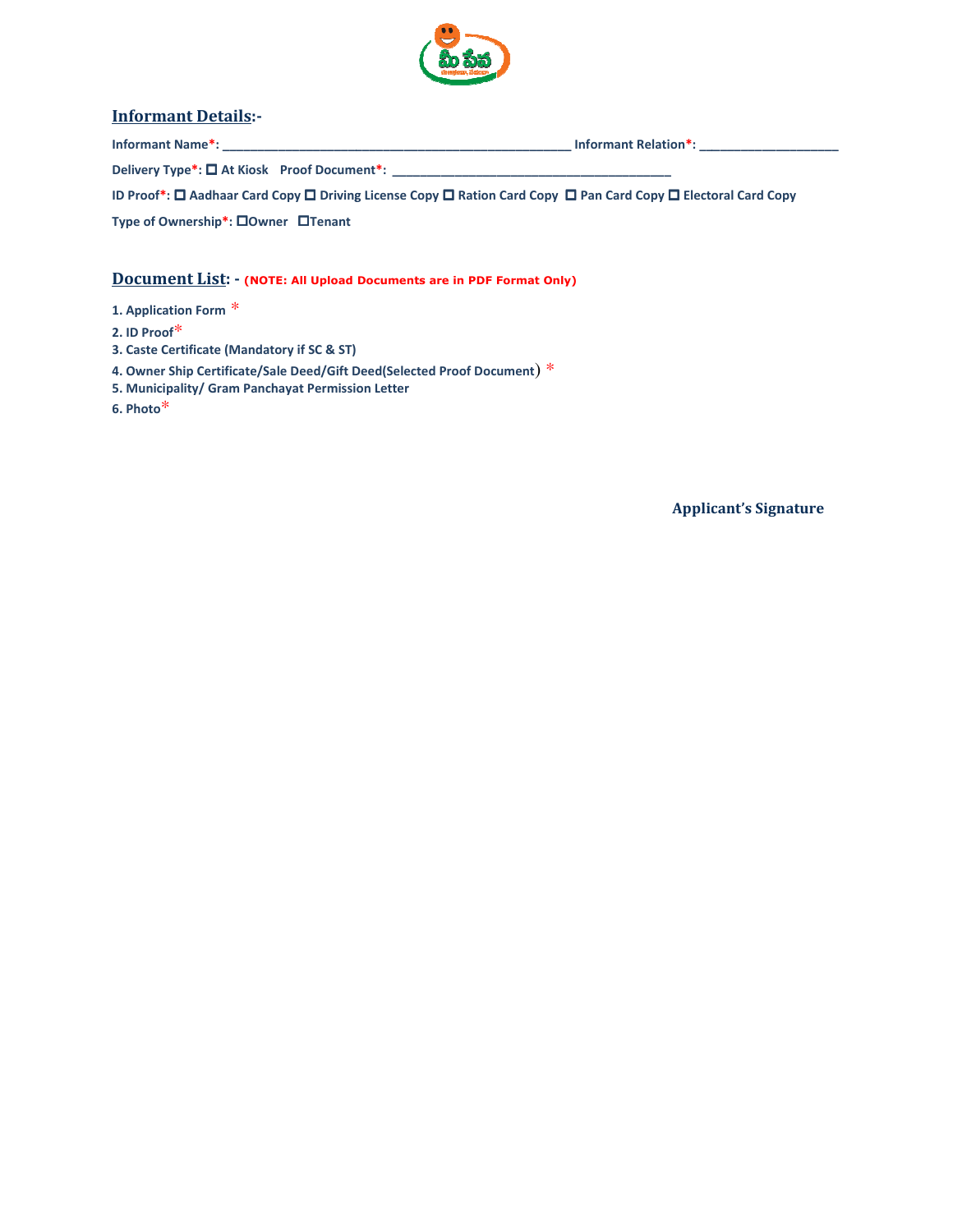## Informant Details:-

**Informant Name*: ______________________________________________ Informant Relation*: ___________________**

**Delivery Type*: ☐ At Kiosk   Proof Document*: _____________________________________**

**ID Proof*: ☐ Aadhaar Card Copy ☐ Driving License Copy ☐ Ration Card Copy ☐ Pan Card Copy ☐ Electoral Card Copy**

**Type of Ownership*: ☐Owner ☐Tenant**

## Document List: - (NOTE: All Upload Documents are in PDF Format Only)

1. **Application Form** *
2. **ID Proof***
3. **Caste Certificate (Mandatory if SC & ST)**
4. **Owner Ship Certificate/Sale Deed/Gift Deed(Selected Proof Document)** *
5. **Municipality/ Gram Panchayat Permission Letter**
6. **Photo***

**Applicant's Signature**